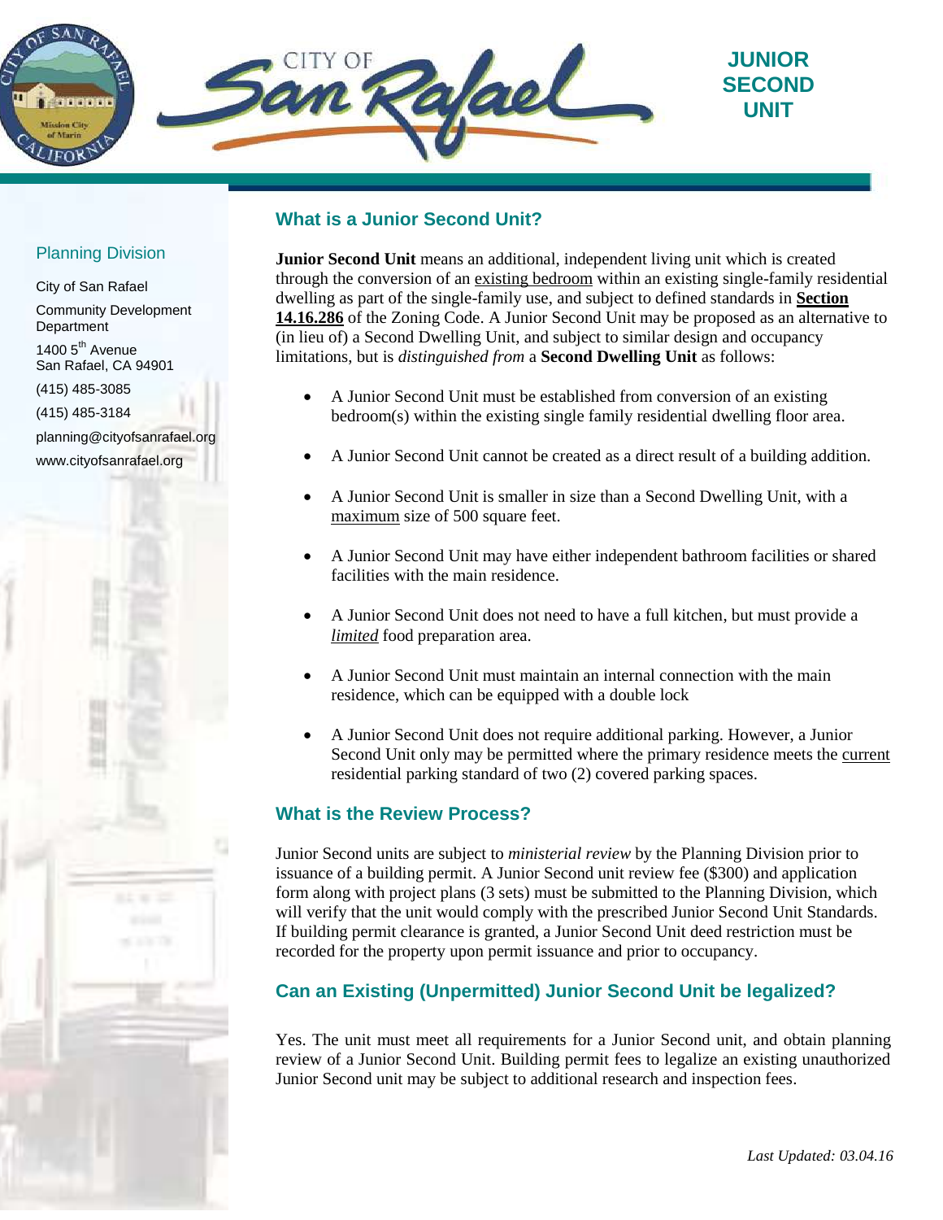# JUNIOR SECOND UNIT

## Planning Division

City of San Rafael

Community Development Department

1400 5th Avenue
San Rafael, CA 94901

(415) 485-3085

(415) 485-3184

planning@cityofsanrafael.org

www.cityofsanrafael.org

## What is a Junior Second Unit?

**Junior Second Unit** means an additional, independent living unit which is created through the conversion of an existing bedroom within an existing single-family residential dwelling as part of the single-family use, and subject to defined standards in **Section 14.16.286** of the Zoning Code. A Junior Second Unit may be proposed as an alternative to (in lieu of) a Second Dwelling Unit, and subject to similar design and occupancy limitations, but is *distinguished from* a **Second Dwelling Unit** as follows:

- A Junior Second Unit must be established from conversion of an existing bedroom(s) within the existing single family residential dwelling floor area.
- A Junior Second Unit cannot be created as a direct result of a building addition.
- A Junior Second Unit is smaller in size than a Second Dwelling Unit, with a maximum size of 500 square feet.
- A Junior Second Unit may have either independent bathroom facilities or shared facilities with the main residence.
- A Junior Second Unit does not need to have a full kitchen, but must provide a *limited* food preparation area.
- A Junior Second Unit must maintain an internal connection with the main residence, which can be equipped with a double lock
- A Junior Second Unit does not require additional parking. However, a Junior Second Unit only may be permitted where the primary residence meets the current residential parking standard of two (2) covered parking spaces.

## What is the Review Process?

Junior Second units are subject to *ministerial review* by the Planning Division prior to issuance of a building permit. A Junior Second unit review fee ($300) and application form along with project plans (3 sets) must be submitted to the Planning Division, which will verify that the unit would comply with the prescribed Junior Second Unit Standards. If building permit clearance is granted, a Junior Second Unit deed restriction must be recorded for the property upon permit issuance and prior to occupancy.

## Can an Existing (Unpermitted) Junior Second Unit be legalized?

Yes. The unit must meet all requirements for a Junior Second unit, and obtain planning review of a Junior Second Unit. Building permit fees to legalize an existing unauthorized Junior Second unit may be subject to additional research and inspection fees.

*Last Updated: 03.04.16*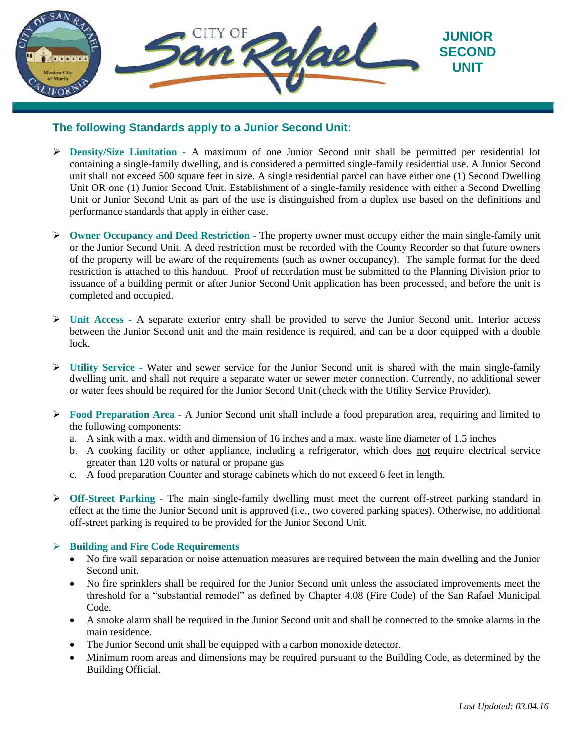# JUNIOR SECOND UNIT

## The following Standards apply to a Junior Second Unit:

- **Density/Size Limitation -** A maximum of one Junior Second unit shall be permitted per residential lot containing a single-family dwelling, and is considered a permitted single-family residential use. A Junior Second unit shall not exceed 500 square feet in size. A single residential parcel can have either one (1) Second Dwelling Unit OR one (1) Junior Second Unit. Establishment of a single-family residence with either a Second Dwelling Unit or Junior Second Unit as part of the use is distinguished from a duplex use based on the definitions and performance standards that apply in either case.

- **Owner Occupancy and Deed Restriction -** The property owner must occupy either the main single-family unit or the Junior Second Unit. A deed restriction must be recorded with the County Recorder so that future owners of the property will be aware of the requirements (such as owner occupancy). The sample format for the deed restriction is attached to this handout. Proof of recordation must be submitted to the Planning Division prior to issuance of a building permit or after Junior Second Unit application has been processed, and before the unit is completed and occupied.

- **Unit Access -** A separate exterior entry shall be provided to serve the Junior Second unit. Interior access between the Junior Second unit and the main residence is required, and can be a door equipped with a double lock.

- **Utility Service -** Water and sewer service for the Junior Second unit is shared with the main single-family dwelling unit, and shall not require a separate water or sewer meter connection. Currently, no additional sewer or water fees should be required for the Junior Second Unit (check with the Utility Service Provider).

- **Food Preparation Area -** A Junior Second unit shall include a food preparation area, requiring and limited to the following components:
  a. A sink with a max. width and dimension of 16 inches and a max. waste line diameter of 1.5 inches
  b. A cooking facility or other appliance, including a refrigerator, which does not require electrical service greater than 120 volts or natural or propane gas
  c. A food preparation Counter and storage cabinets which do not exceed 6 feet in length.

- **Off-Street Parking -** The main single-family dwelling must meet the current off-street parking standard in effect at the time the Junior Second unit is approved (i.e., two covered parking spaces). Otherwise, no additional off-street parking is required to be provided for the Junior Second Unit.

- **Building and Fire Code Requirements**
  - No fire wall separation or noise attenuation measures are required between the main dwelling and the Junior Second unit.
  - No fire sprinklers shall be required for the Junior Second unit unless the associated improvements meet the threshold for a "substantial remodel" as defined by Chapter 4.08 (Fire Code) of the San Rafael Municipal Code.
  - A smoke alarm shall be required in the Junior Second unit and shall be connected to the smoke alarms in the main residence.
  - The Junior Second unit shall be equipped with a carbon monoxide detector.
  - Minimum room areas and dimensions may be required pursuant to the Building Code, as determined by the Building Official.

*Last Updated: 03.04.16*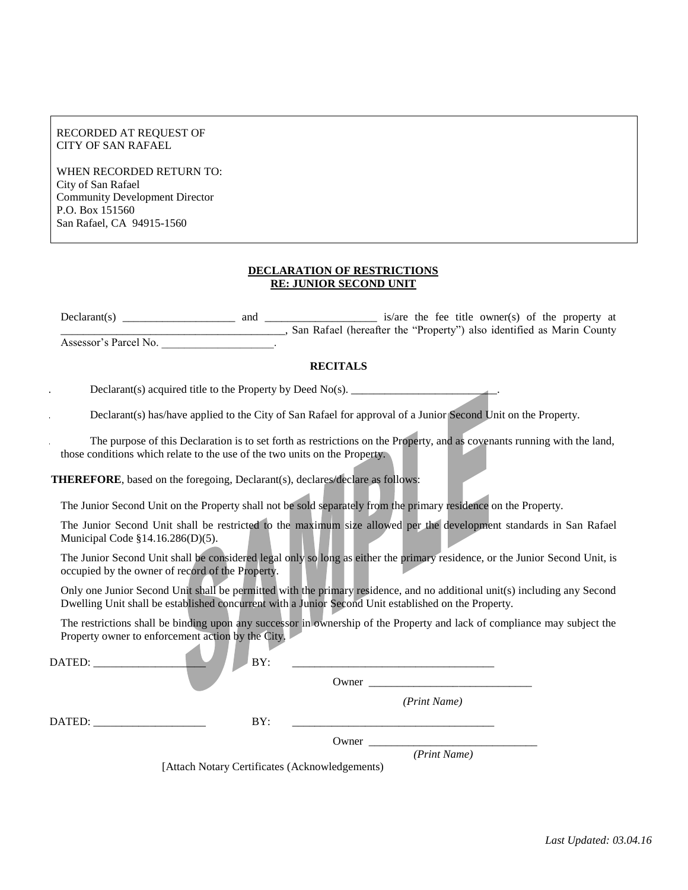RECORDED AT REQUEST OF
CITY OF SAN RAFAEL

WHEN RECORDED RETURN TO:
City of San Rafael
Community Development Director
P.O. Box 151560
San Rafael, CA 94915-1560

**DECLARATION OF RESTRICTIONS**
**RE: JUNIOR SECOND UNIT**

Declarant(s) ____________________ and ____________________ is/are the fee title owner(s) of the property at ________________________________________, San Rafael (hereafter the "Property") also identified as Marin County Assessor's Parcel No. ____________________.

**RECITALS**

. Declarant(s) acquired title to the Property by Deed No(s). __________________________.

. Declarant(s) has/have applied to the City of San Rafael for approval of a Junior Second Unit on the Property.

. The purpose of this Declaration is to set forth as restrictions on the Property, and as covenants running with the land, those conditions which relate to the use of the two units on the Property.

**THEREFORE**, based on the foregoing, Declarant(s), declares/declare as follows:

The Junior Second Unit on the Property shall not be sold separately from the primary residence on the Property.

The Junior Second Unit shall be restricted to the maximum size allowed per the development standards in San Rafael Municipal Code §14.16.286(D)(5).

The Junior Second Unit shall be considered legal only so long as either the primary residence, or the Junior Second Unit, is occupied by the owner of record of the Property.

Only one Junior Second Unit shall be permitted with the primary residence, and no additional unit(s) including any Second Dwelling Unit shall be established concurrent with a Junior Second Unit established on the Property.

The restrictions shall be binding upon any successor in ownership of the Property and lack of compliance may subject the Property owner to enforcement action by the City.

DATED: ____________________ BY: ____________________________________

Owner ______________________________
*(Print Name)*

DATED: ____________________ BY: ____________________________________

Owner ______________________________
*(Print Name)*

[Attach Notary Certificates (Acknowledgements)

SAMPLE

*Last Updated: 03.04.16*